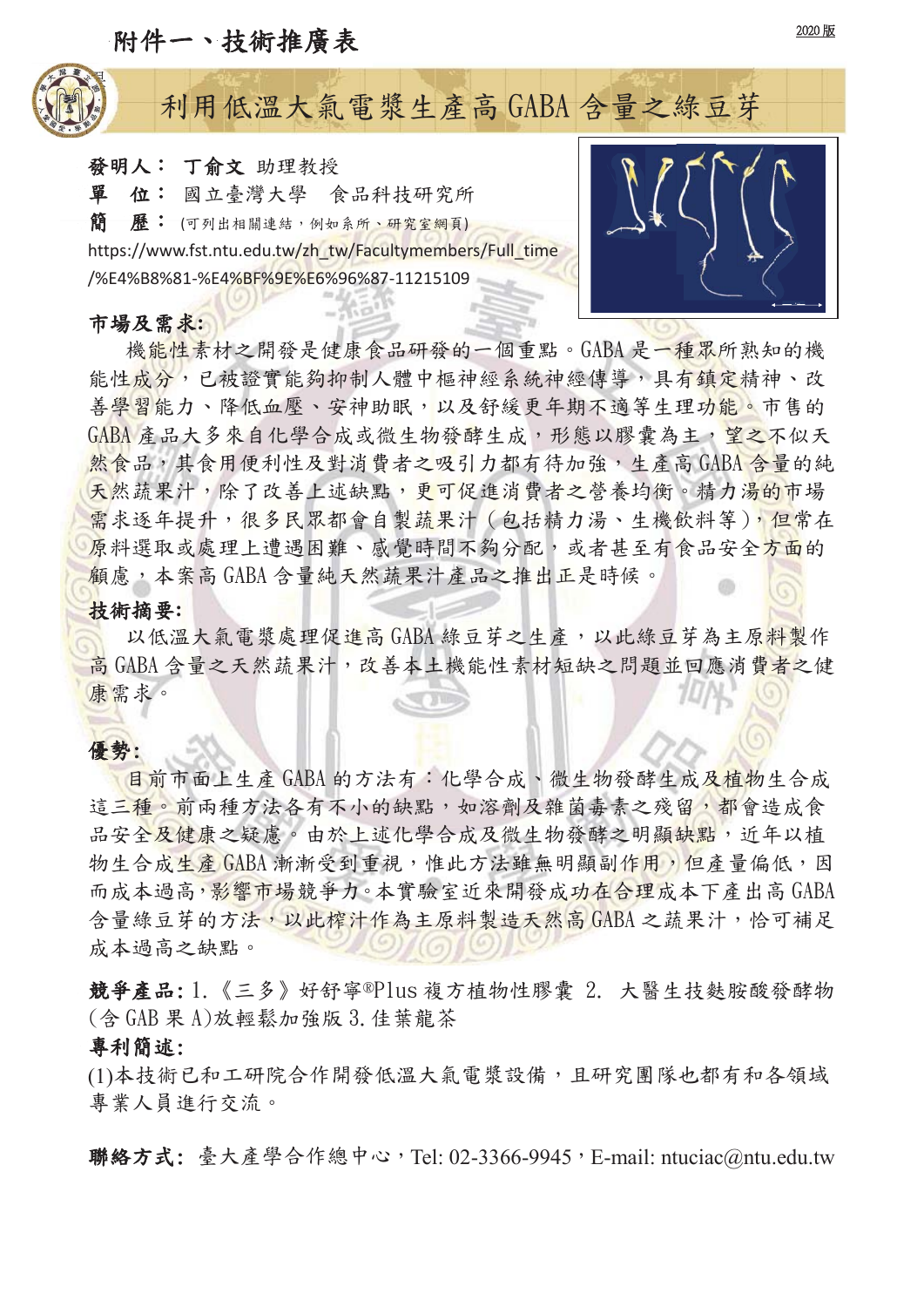附件一、技術推廣表

2020版

# 利用低溫大氣電漿生產高 GABA 含量之綠豆芽

**發明人：** **丁俞文** 助理教授

**單　位：** 國立臺灣大學　食品科技研究所

**簡　歷：** (可列出相關連結，例如系所、研究室網頁)

https://www.fst.ntu.edu.tw/zh_tw/Facultymembers/Full_time/%E4%B8%81-%E4%BF%9E%E6%96%87-11215109

**市場及需求:**

機能性素材之開發是健康食品研發的一個重點。GABA 是一種眾所熟知的機能性成分，已被證實能夠抑制人體中樞神經系統神經傳導，具有鎮定精神、改善學習能力、降低血壓、安神助眠，以及舒緩更年期不適等生理功能。市售的 GABA 產品大多來自化學合成或微生物發酵生成，形態以膠囊為主，望之不似天然食品，其食用便利性及對消費者之吸引力都有待加強，生產高 GABA 含量的純天然蔬果汁，除了改善上述缺點，更可促進消費者之營養均衡。精力湯的市場需求逐年提升，很多民眾都會自製蔬果汁（包括精力湯、生機飲料等），但常在原料選取或處理上遭遇困難、感覺時間不夠分配，或者甚至有食品安全方面的顧慮，本案高 GABA 含量純天然蔬果汁產品之推出正是時候。

**技術摘要:**

以低溫大氣電漿處理促進高 GABA 綠豆芽之生產，以此綠豆芽為主原料製作高 GABA 含量之天然蔬果汁，改善本土機能性素材短缺之問題並回應消費者之健康需求。

**優勢:**

目前市面上生產 GABA 的方法有：化學合成、微生物發酵生成及植物生合成這三種。前兩種方法各有不小的缺點，如溶劑及雜菌毒素之殘留，都會造成食品安全及健康之疑慮。由於上述化學合成及微生物發酵之明顯缺點，近年以植物生合成生產 GABA 漸漸受到重視，惟此方法雖無明顯副作用，但產量偏低，因而成本過高，影響市場競爭力。本實驗室近來開發成功在合理成本下產出高 GABA 含量綠豆芽的方法，以此榨汁作為主原料製造天然高 GABA 之蔬果汁，恰可補足成本過高之缺點。

**競爭產品:** 1.《三多》好舒寧®Plus 複方植物性膠囊 2. 大醫生技麩胺酸發酵物(含 GAB 果 A)放輕鬆加強版 3.佳葉龍茶

**專利簡述:**

(1)本技術已和工研院合作開發低溫大氣電漿設備，且研究團隊也都有和各領域專業人員進行交流。

**聯絡方式:** 臺大產學合作總中心，Tel: 02-3366-9945，E-mail: ntuciac@ntu.edu.tw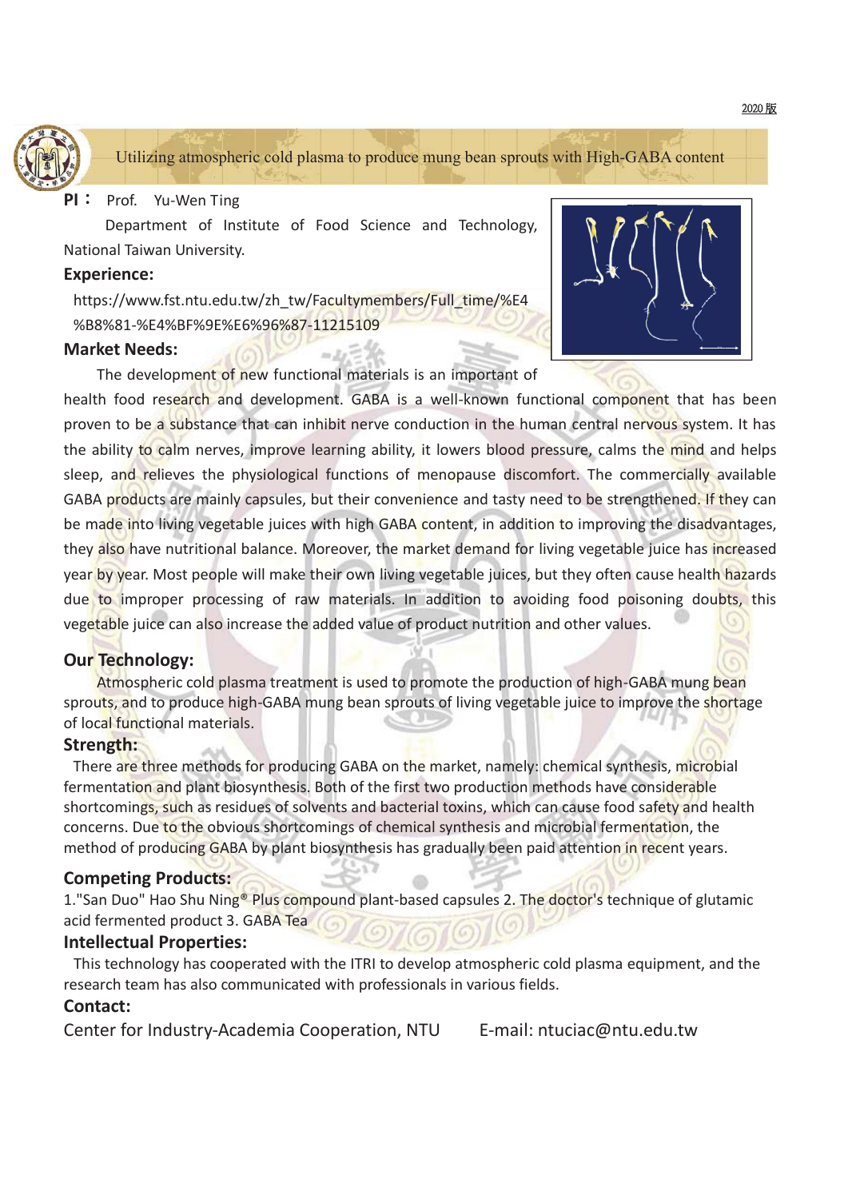# Utilizing atmospheric cold plasma to produce mung bean sprouts with High-GABA content

**PI：** Prof. Yu-Wen Ting

Department of Institute of Food Science and Technology, National Taiwan University.

## Experience:

https://www.fst.ntu.edu.tw/zh_tw/Facultymembers/Full_time/%E4%B8%81-%E4%BF%9E%E6%96%87-11215109

## Market Needs:

The development of new functional materials is an important of health food research and development. GABA is a well-known functional component that has been proven to be a substance that can inhibit nerve conduction in the human central nervous system. It has the ability to calm nerves, improve learning ability, it lowers blood pressure, calms the mind and helps sleep, and relieves the physiological functions of menopause discomfort. The commercially available GABA products are mainly capsules, but their convenience and tasty need to be strengthened. If they can be made into living vegetable juices with high GABA content, in addition to improving the disadvantages, they also have nutritional balance. Moreover, the market demand for living vegetable juice has increased year by year. Most people will make their own living vegetable juices, but they often cause health hazards due to improper processing of raw materials. In addition to avoiding food poisoning doubts, this vegetable juice can also increase the added value of product nutrition and other values.

## Our Technology:

Atmospheric cold plasma treatment is used to promote the production of high-GABA mung bean sprouts, and to produce high-GABA mung bean sprouts of living vegetable juice to improve the shortage of local functional materials.

## Strength:

There are three methods for producing GABA on the market, namely: chemical synthesis, microbial fermentation and plant biosynthesis. Both of the first two production methods have considerable shortcomings, such as residues of solvents and bacterial toxins, which can cause food safety and health concerns. Due to the obvious shortcomings of chemical synthesis and microbial fermentation, the method of producing GABA by plant biosynthesis has gradually been paid attention in recent years.

## Competing Products:

1."San Duo" Hao Shu Ning® Plus compound plant-based capsules 2. The doctor's technique of glutamic acid fermented product 3. GABA Tea

## Intellectual Properties:

This technology has cooperated with the ITRI to develop atmospheric cold plasma equipment, and the research team has also communicated with professionals in various fields.

## Contact:

Center for Industry-Academia Cooperation, NTU E-mail: ntuciac@ntu.edu.tw